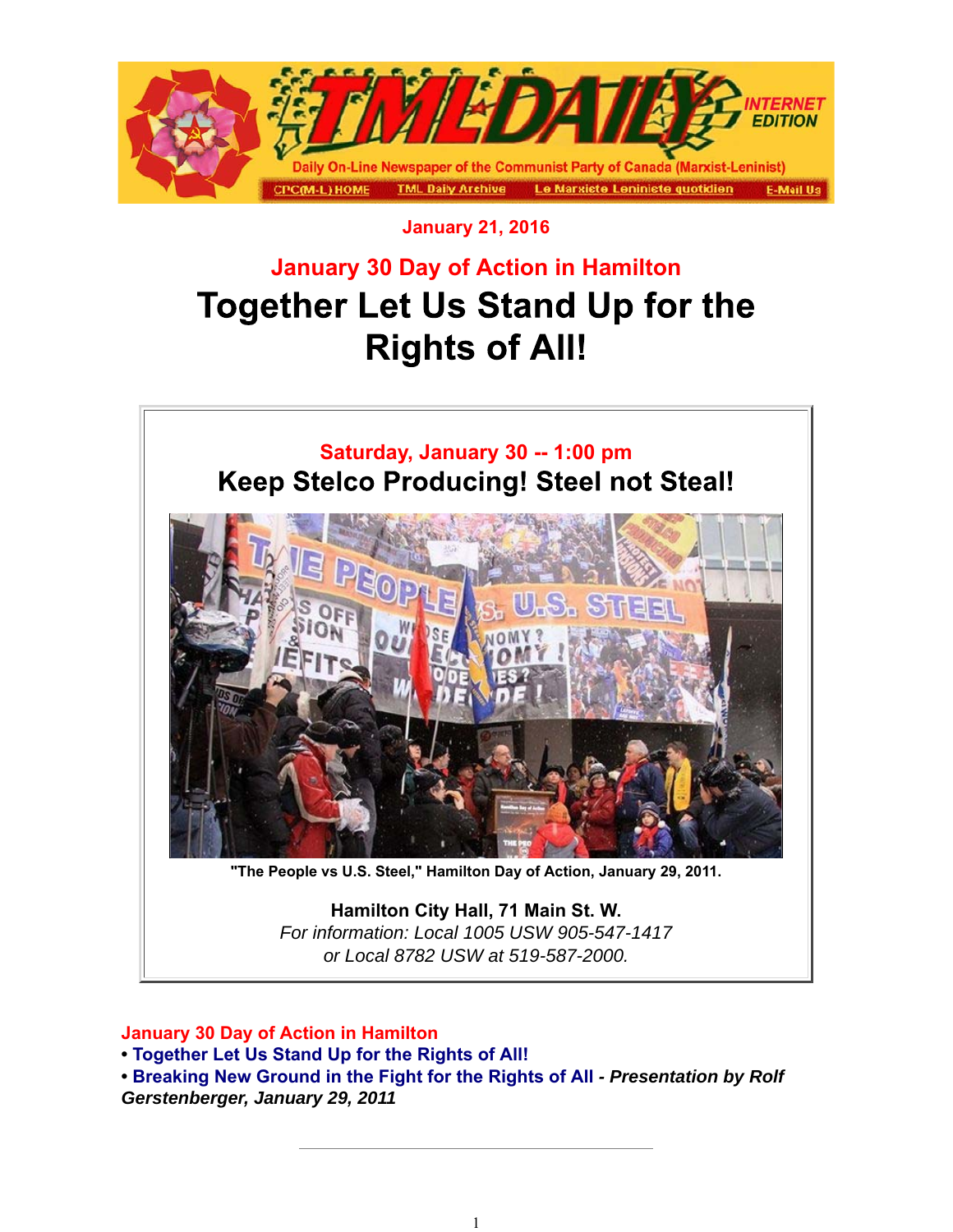TML DAILY INTERNET EDITION

Daily On-Line Newspaper of the Communist Party of Canada (Marxist-Leninist)

CPC(M-L) HOME | TML Daily Archive | Le Marxiste Léniniste quotidien | E-Mail Us

**January 21, 2016**

## January 30 Day of Action in Hamilton

# Together Let Us Stand Up for the Rights of All!

**Saturday, January 30 -- 1:00 pm**

**Keep Stelco Producing! Steel not Steal!**

**"The People vs U.S. Steel," Hamilton Day of Action, January 29, 2011.**

**Hamilton City Hall, 71 Main St. W.**

*For information: Local 1005 USW 905-547-1417*
*or Local 8782 USW at 519-587-2000.*

**January 30 Day of Action in Hamilton**

- **Together Let Us Stand Up for the Rights of All!**
- **Breaking New Ground in the Fight for the Rights of All** - ***Presentation by Rolf Gerstenberger, January 29, 2011***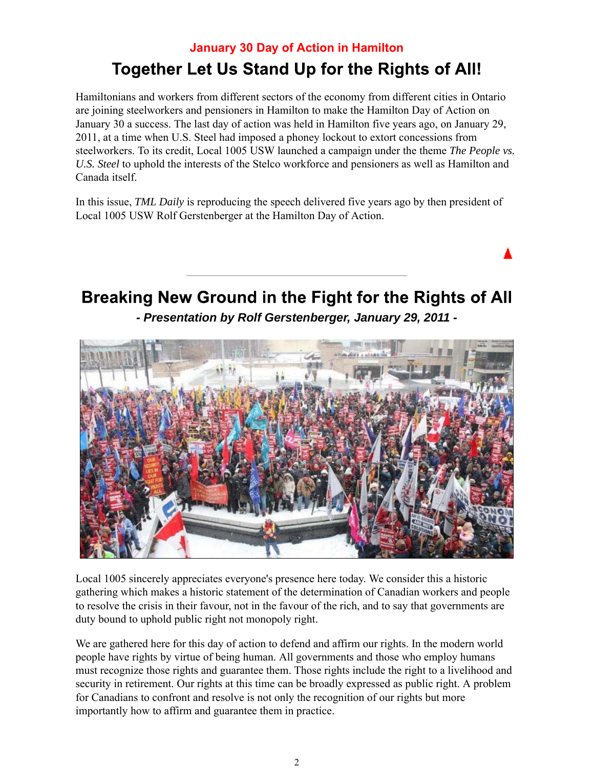### January 30 Day of Action in Hamilton

# Together Let Us Stand Up for the Rights of All!

Hamiltonians and workers from different sectors of the economy from different cities in Ontario are joining steelworkers and pensioners in Hamilton to make the Hamilton Day of Action on January 30 a success. The last day of action was held in Hamilton five years ago, on January 29, 2011, at a time when U.S. Steel had imposed a phoney lockout to extort concessions from steelworkers. To its credit, Local 1005 USW launched a campaign under the theme *The People vs. U.S. Steel* to uphold the interests of the Stelco workforce and pensioners as well as Hamilton and Canada itself.

In this issue, *TML Daily* is reproducing the speech delivered five years ago by then president of Local 1005 USW Rolf Gerstenberger at the Hamilton Day of Action.

---

# Breaking New Ground in the Fight for the Rights of All

***- Presentation by Rolf Gerstenberger, January 29, 2011 -***

Local 1005 sincerely appreciates everyone's presence here today. We consider this a historic gathering which makes a historic statement of the determination of Canadian workers and people to resolve the crisis in their favour, not in the favour of the rich, and to say that governments are duty bound to uphold public right not monopoly right.

We are gathered here for this day of action to defend and affirm our rights. In the modern world people have rights by virtue of being human. All governments and those who employ humans must recognize those rights and guarantee them. Those rights include the right to a livelihood and security in retirement. Our rights at this time can be broadly expressed as public right. A problem for Canadians to confront and resolve is not only the recognition of our rights but more importantly how to affirm and guarantee them in practice.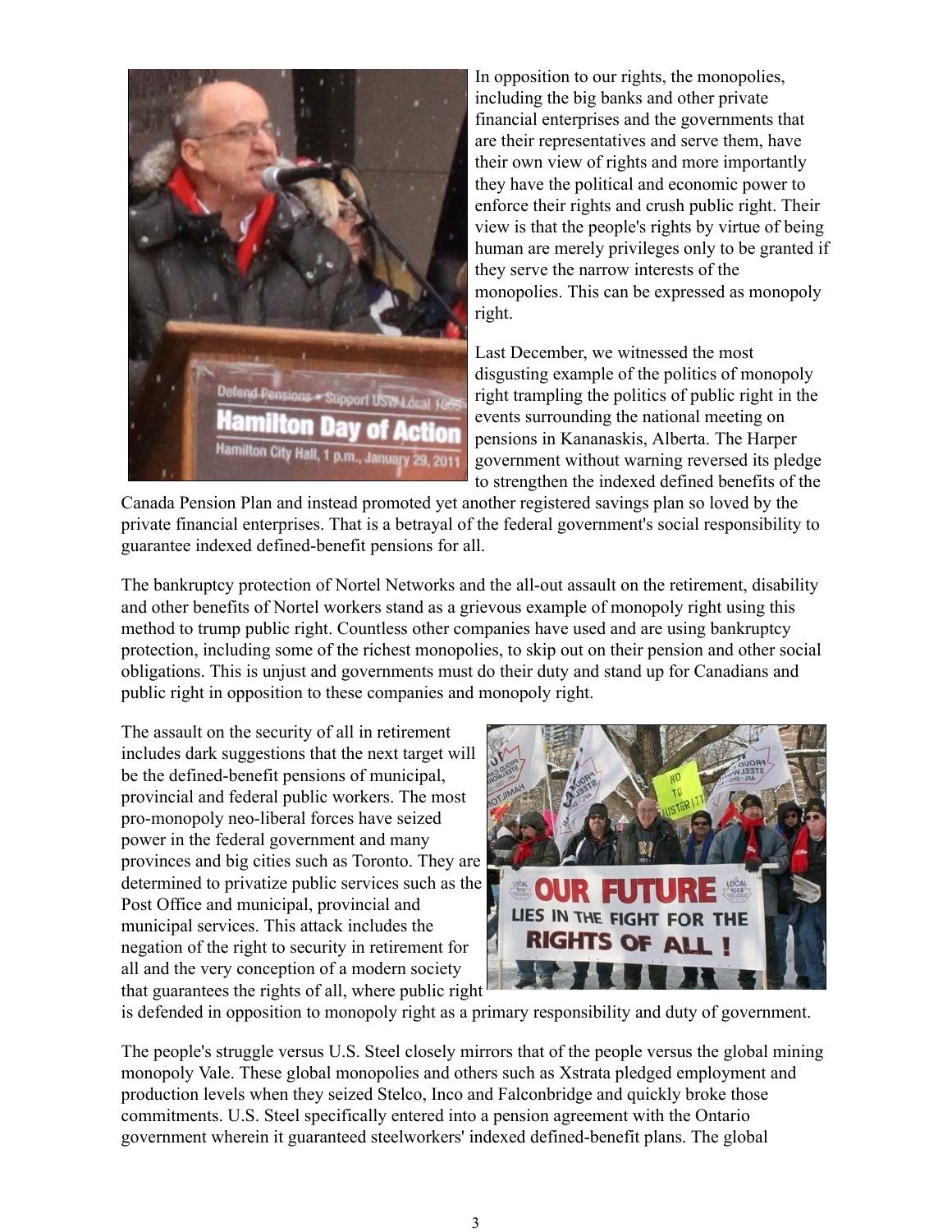In opposition to our rights, the monopolies, including the big banks and other private financial enterprises and the governments that are their representatives and serve them, have their own view of rights and more importantly they have the political and economic power to enforce their rights and crush public right. Their view is that the people's rights by virtue of being human are merely privileges only to be granted if they serve the narrow interests of the monopolies. This can be expressed as monopoly right.

Last December, we witnessed the most disgusting example of the politics of monopoly right trampling the politics of public right in the events surrounding the national meeting on pensions in Kananaskis, Alberta. The Harper government without warning reversed its pledge to strengthen the indexed defined benefits of the Canada Pension Plan and instead promoted yet another registered savings plan so loved by the private financial enterprises. That is a betrayal of the federal government's social responsibility to guarantee indexed defined-benefit pensions for all.

The bankruptcy protection of Nortel Networks and the all-out assault on the retirement, disability and other benefits of Nortel workers stand as a grievous example of monopoly right using this method to trump public right. Countless other companies have used and are using bankruptcy protection, including some of the richest monopolies, to skip out on their pension and other social obligations. This is unjust and governments must do their duty and stand up for Canadians and public right in opposition to these companies and monopoly right.

The assault on the security of all in retirement includes dark suggestions that the next target will be the defined-benefit pensions of municipal, provincial and federal public workers. The most pro-monopoly neo-liberal forces have seized power in the federal government and many provinces and big cities such as Toronto. They are determined to privatize public services such as the Post Office and municipal, provincial and municipal services. This attack includes the negation of the right to security in retirement for all and the very conception of a modern society that guarantees the rights of all, where public right is defended in opposition to monopoly right as a primary responsibility and duty of government.

The people's struggle versus U.S. Steel closely mirrors that of the people versus the global mining monopoly Vale. These global monopolies and others such as Xstrata pledged employment and production levels when they seized Stelco, Inco and Falconbridge and quickly broke those commitments. U.S. Steel specifically entered into a pension agreement with the Ontario government wherein it guaranteed steelworkers' indexed defined-benefit plans. The global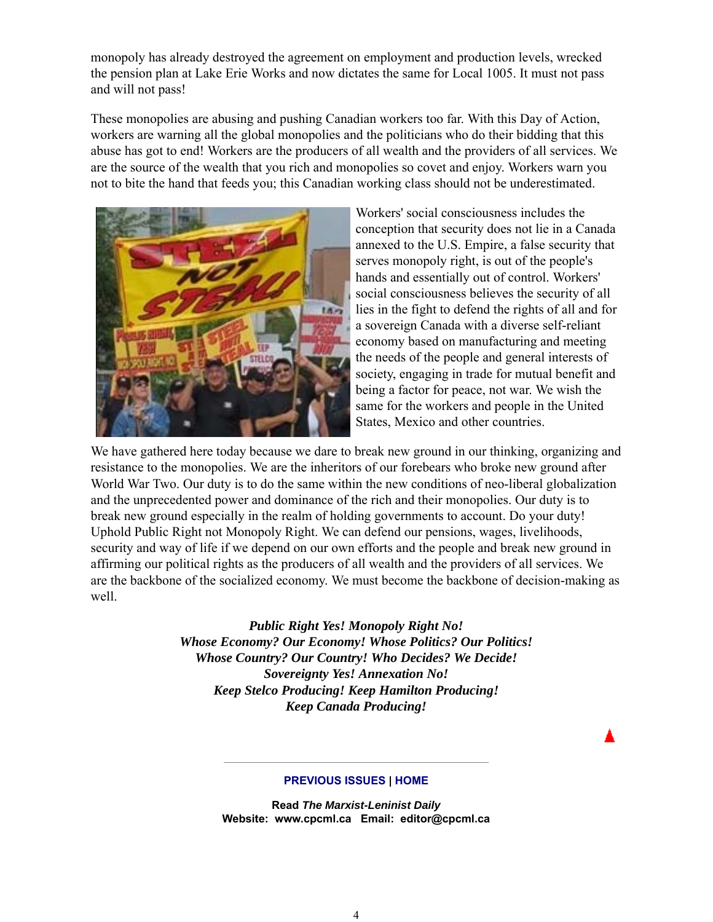monopoly has already destroyed the agreement on employment and production levels, wrecked the pension plan at Lake Erie Works and now dictates the same for Local 1005. It must not pass and will not pass!

These monopolies are abusing and pushing Canadian workers too far. With this Day of Action, workers are warning all the global monopolies and the politicians who do their bidding that this abuse has got to end! Workers are the producers of all wealth and the providers of all services. We are the source of the wealth that you rich and monopolies so covet and enjoy. Workers warn you not to bite the hand that feeds you; this Canadian working class should not be underestimated.

Workers' social consciousness includes the conception that security does not lie in a Canada annexed to the U.S. Empire, a false security that serves monopoly right, is out of the people's hands and essentially out of control. Workers' social consciousness believes the security of all lies in the fight to defend the rights of all and for a sovereign Canada with a diverse self-reliant economy based on manufacturing and meeting the needs of the people and general interests of society, engaging in trade for mutual benefit and being a factor for peace, not war. We wish the same for the workers and people in the United States, Mexico and other countries.

We have gathered here today because we dare to break new ground in our thinking, organizing and resistance to the monopolies. We are the inheritors of our forebears who broke new ground after World War Two. Our duty is to do the same within the new conditions of neo-liberal globalization and the unprecedented power and dominance of the rich and their monopolies. Our duty is to break new ground especially in the realm of holding governments to account. Do your duty! Uphold Public Right not Monopoly Right. We can defend our pensions, wages, livelihoods, security and way of life if we depend on our own efforts and the people and break new ground in affirming our political rights as the producers of all wealth and the providers of all services. We are the backbone of the socialized economy. We must become the backbone of decision-making as well.

***Public Right Yes! Monopoly Right No!***
***Whose Economy? Our Economy! Whose Politics? Our Politics!***
***Whose Country? Our Country! Who Decides? We Decide!***
***Sovereignty Yes! Annexation No!***
***Keep Stelco Producing! Keep Hamilton Producing!***
***Keep Canada Producing!***

---

**PREVIOUS ISSUES | HOME**

**Read *The Marxist-Leninist Daily***
**Website: www.cpcml.ca Email: editor@cpcml.ca**